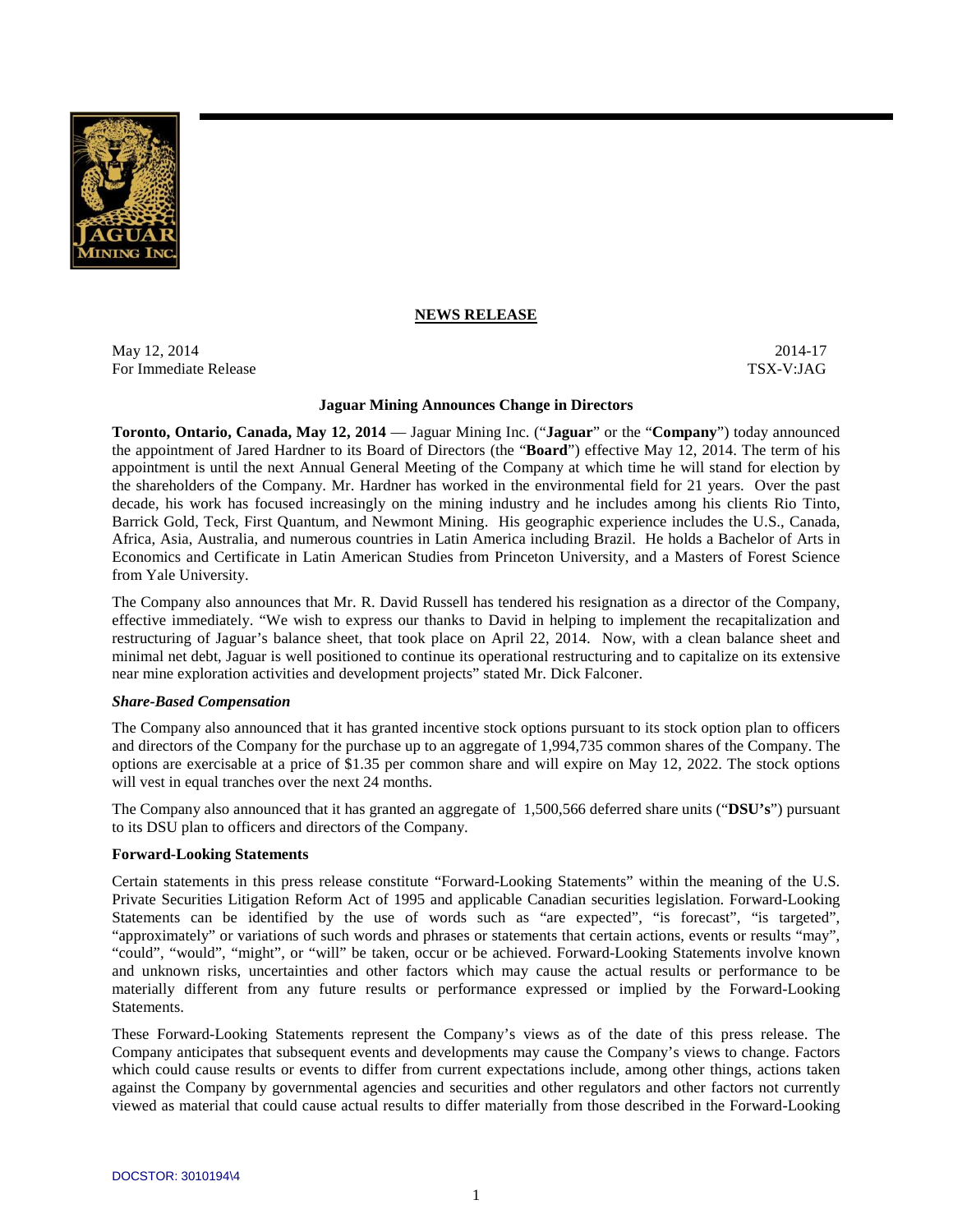**NEWS RELEASE**

May 12, 2014
For Immediate Release

2014-17
TSX-V:JAG

### Jaguar Mining Announces Change in Directors

**Toronto, Ontario, Canada, May 12, 2014** — Jaguar Mining Inc. ("**Jaguar**" or the "**Company**") today announced the appointment of Jared Hardner to its Board of Directors (the "**Board**") effective May 12, 2014. The term of his appointment is until the next Annual General Meeting of the Company at which time he will stand for election by the shareholders of the Company. Mr. Hardner has worked in the environmental field for 21 years. Over the past decade, his work has focused increasingly on the mining industry and he includes among his clients Rio Tinto, Barrick Gold, Teck, First Quantum, and Newmont Mining. His geographic experience includes the U.S., Canada, Africa, Asia, Australia, and numerous countries in Latin America including Brazil. He holds a Bachelor of Arts in Economics and Certificate in Latin American Studies from Princeton University, and a Masters of Forest Science from Yale University.

The Company also announces that Mr. R. David Russell has tendered his resignation as a director of the Company, effective immediately. "We wish to express our thanks to David in helping to implement the recapitalization and restructuring of Jaguar's balance sheet, that took place on April 22, 2014. Now, with a clean balance sheet and minimal net debt, Jaguar is well positioned to continue its operational restructuring and to capitalize on its extensive near mine exploration activities and development projects" stated Mr. Dick Falconer.

***Share-Based Compensation***

The Company also announced that it has granted incentive stock options pursuant to its stock option plan to officers and directors of the Company for the purchase up to an aggregate of 1,994,735 common shares of the Company. The options are exercisable at a price of $1.35 per common share and will expire on May 12, 2022. The stock options will vest in equal tranches over the next 24 months.

The Company also announced that it has granted an aggregate of 1,500,566 deferred share units ("**DSU's**") pursuant to its DSU plan to officers and directors of the Company.

**Forward-Looking Statements**

Certain statements in this press release constitute "Forward-Looking Statements" within the meaning of the U.S. Private Securities Litigation Reform Act of 1995 and applicable Canadian securities legislation. Forward-Looking Statements can be identified by the use of words such as "are expected", "is forecast", "is targeted", "approximately" or variations of such words and phrases or statements that certain actions, events or results "may", "could", "would", "might", or "will" be taken, occur or be achieved. Forward-Looking Statements involve known and unknown risks, uncertainties and other factors which may cause the actual results or performance to be materially different from any future results or performance expressed or implied by the Forward-Looking Statements.

These Forward-Looking Statements represent the Company's views as of the date of this press release. The Company anticipates that subsequent events and developments may cause the Company's views to change. Factors which could cause results or events to differ from current expectations include, among other things, actions taken against the Company by governmental agencies and securities and other regulators and other factors not currently viewed as material that could cause actual results to differ materially from those described in the Forward-Looking

DOCSTOR: 3010194\4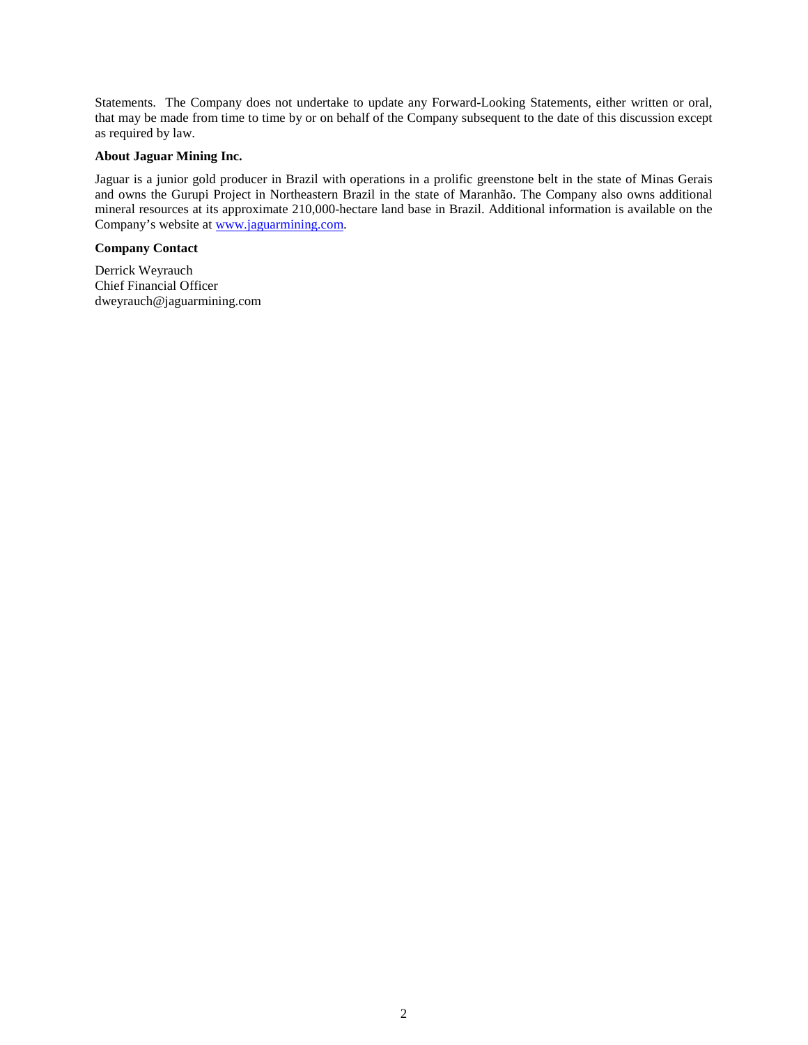Statements. The Company does not undertake to update any Forward-Looking Statements, either written or oral, that may be made from time to time by or on behalf of the Company subsequent to the date of this discussion except as required by law.

**About Jaguar Mining Inc.**

Jaguar is a junior gold producer in Brazil with operations in a prolific greenstone belt in the state of Minas Gerais and owns the Gurupi Project in Northeastern Brazil in the state of Maranhão. The Company also owns additional mineral resources at its approximate 210,000-hectare land base in Brazil. Additional information is available on the Company's website at www.jaguarmining.com.

**Company Contact**

Derrick Weyrauch
Chief Financial Officer
dweyrauch@jaguarmining.com